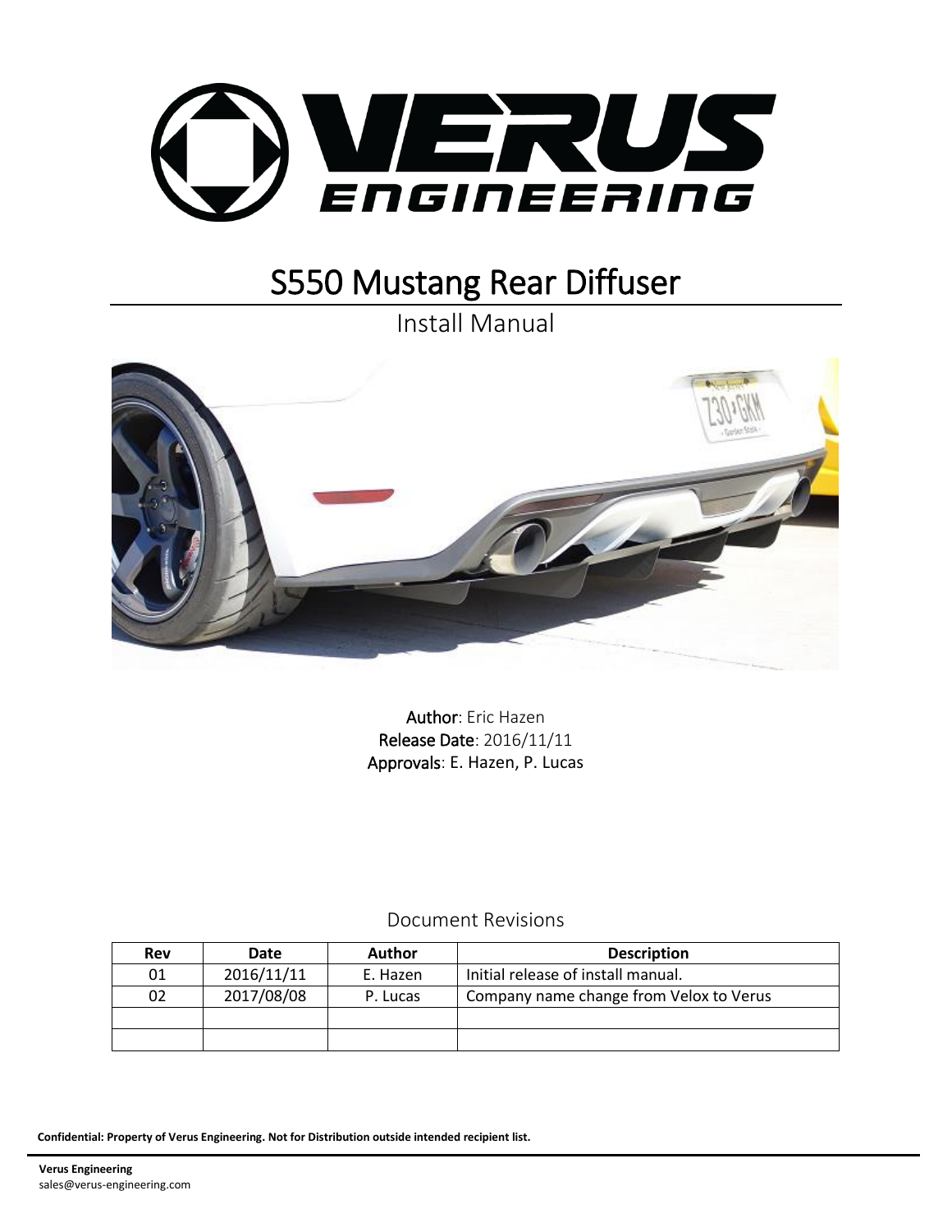# S550 Mustang Rear Diffuser

Install Manual

**Author**: Eric Hazen
**Release Date**: 2016/11/11
**Approvals**: E. Hazen, P. Lucas

## Document Revisions

| Rev | Date | Author | Description |
|---|---|---|---|
| 01 | 2016/11/11 | E. Hazen | Initial release of install manual. |
| 02 | 2017/08/08 | P. Lucas | Company name change from Velox to Verus |
| | | | |
| | | | |

**Confidential: Property of Verus Engineering. Not for Distribution outside intended recipient list.**

**Verus Engineering**
sales@verus-engineering.com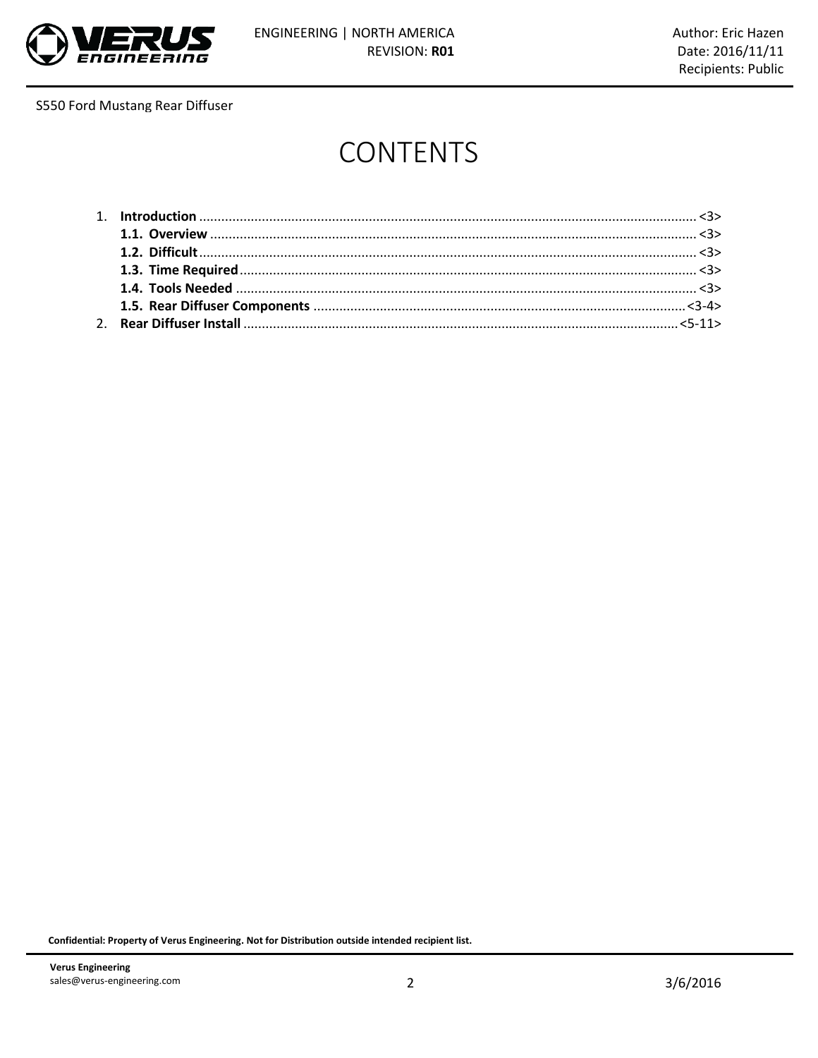S550 Ford Mustang Rear Diffuser

# CONTENTS

1. **Introduction** ..................................................................................................................................... <3>
   **1.1. Overview** ................................................................................................................................. <3>
   **1.2. Difficult** ................................................................................................................................... <3>
   **1.3. Time Required** ......................................................................................................................... <3>
   **1.4. Tools Needed** .......................................................................................................................... <3>
   **1.5. Rear Diffuser Components** ................................................................................................... <3-4>
2. **Rear Diffuser Install** ..................................................................................................................... <5-11>

**Confidential: Property of Verus Engineering. Not for Distribution outside intended recipient list.**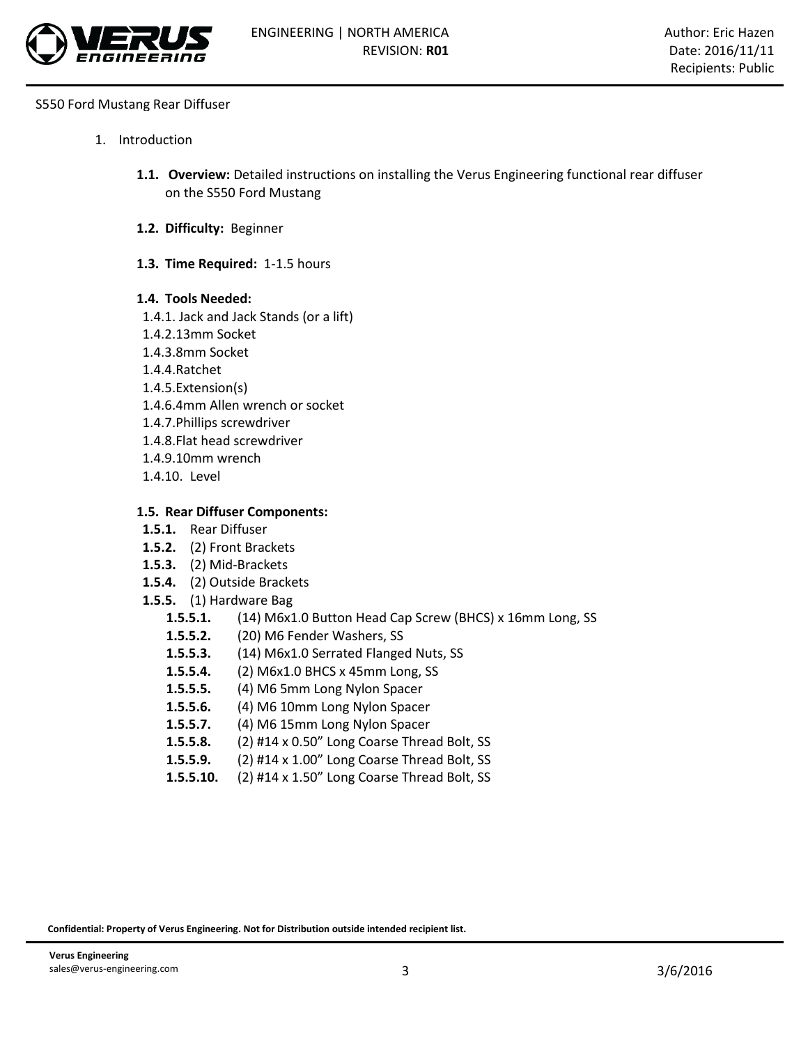S550 Ford Mustang Rear Diffuser

1. Introduction

   **1.1. Overview:** Detailed instructions on installing the Verus Engineering functional rear diffuser on the S550 Ford Mustang

   **1.2. Difficulty:** Beginner

   **1.3. Time Required:** 1-1.5 hours

   **1.4. Tools Needed:**

   1.4.1. Jack and Jack Stands (or a lift)
   1.4.2. 13mm Socket
   1.4.3. 8mm Socket
   1.4.4. Ratchet
   1.4.5. Extension(s)
   1.4.6. 4mm Allen wrench or socket
   1.4.7. Phillips screwdriver
   1.4.8. Flat head screwdriver
   1.4.9. 10mm wrench
   1.4.10. Level

   **1.5. Rear Diffuser Components:**

   **1.5.1.** Rear Diffuser
   **1.5.2.** (2) Front Brackets
   **1.5.3.** (2) Mid-Brackets
   **1.5.4.** (2) Outside Brackets
   **1.5.5.** (1) Hardware Bag

   **1.5.5.1.** (14) M6x1.0 Button Head Cap Screw (BHCS) x 16mm Long, SS
   **1.5.5.2.** (20) M6 Fender Washers, SS
   **1.5.5.3.** (14) M6x1.0 Serrated Flanged Nuts, SS
   **1.5.5.4.** (2) M6x1.0 BHCS x 45mm Long, SS
   **1.5.5.5.** (4) M6 5mm Long Nylon Spacer
   **1.5.5.6.** (4) M6 10mm Long Nylon Spacer
   **1.5.5.7.** (4) M6 15mm Long Nylon Spacer
   **1.5.5.8.** (2) #14 x 0.50" Long Coarse Thread Bolt, SS
   **1.5.5.9.** (2) #14 x 1.00" Long Coarse Thread Bolt, SS
   **1.5.5.10.** (2) #14 x 1.50" Long Coarse Thread Bolt, SS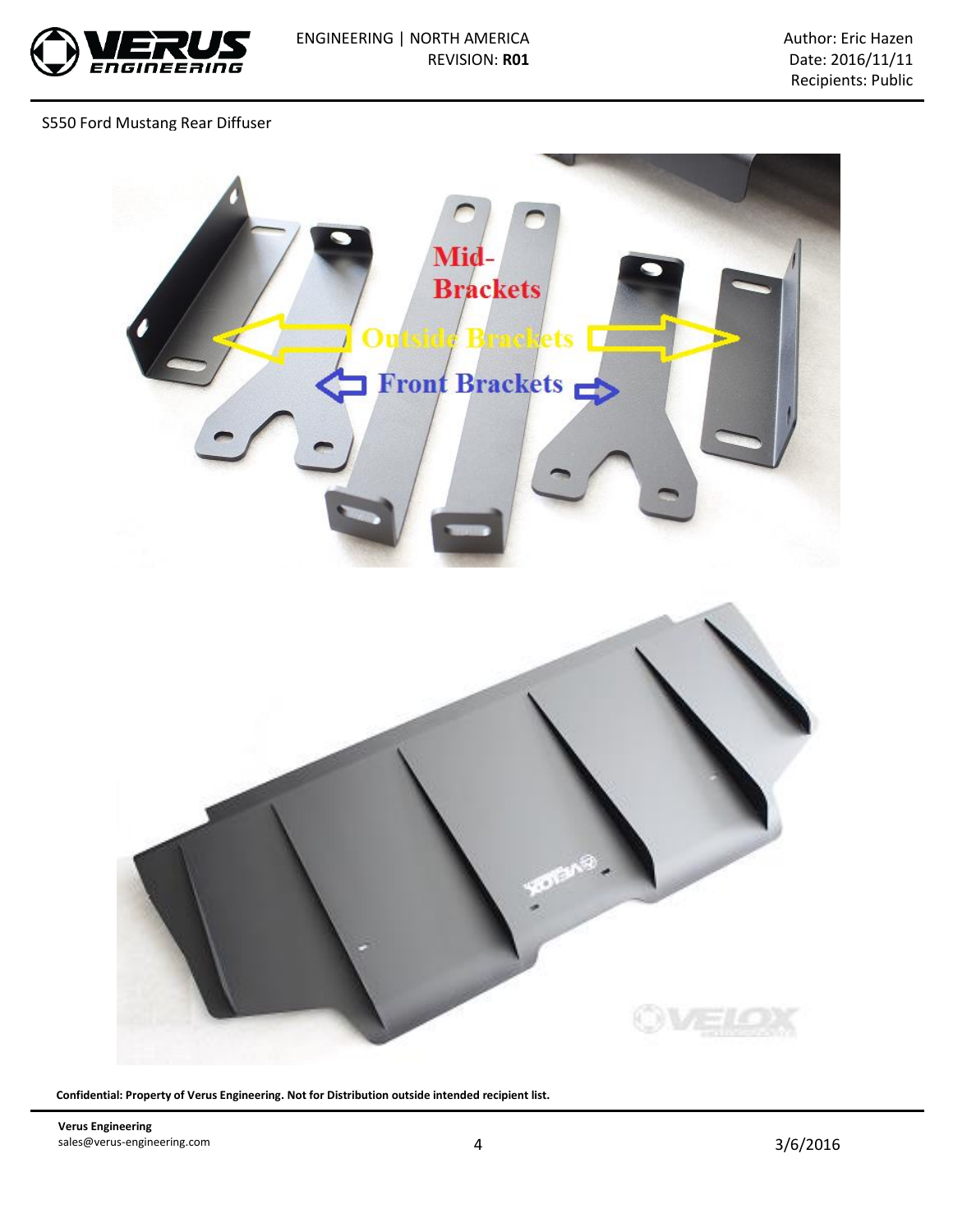S550 Ford Mustang Rear Diffuser

Confidential: Property of Verus Engineering. Not for Distribution outside intended recipient list.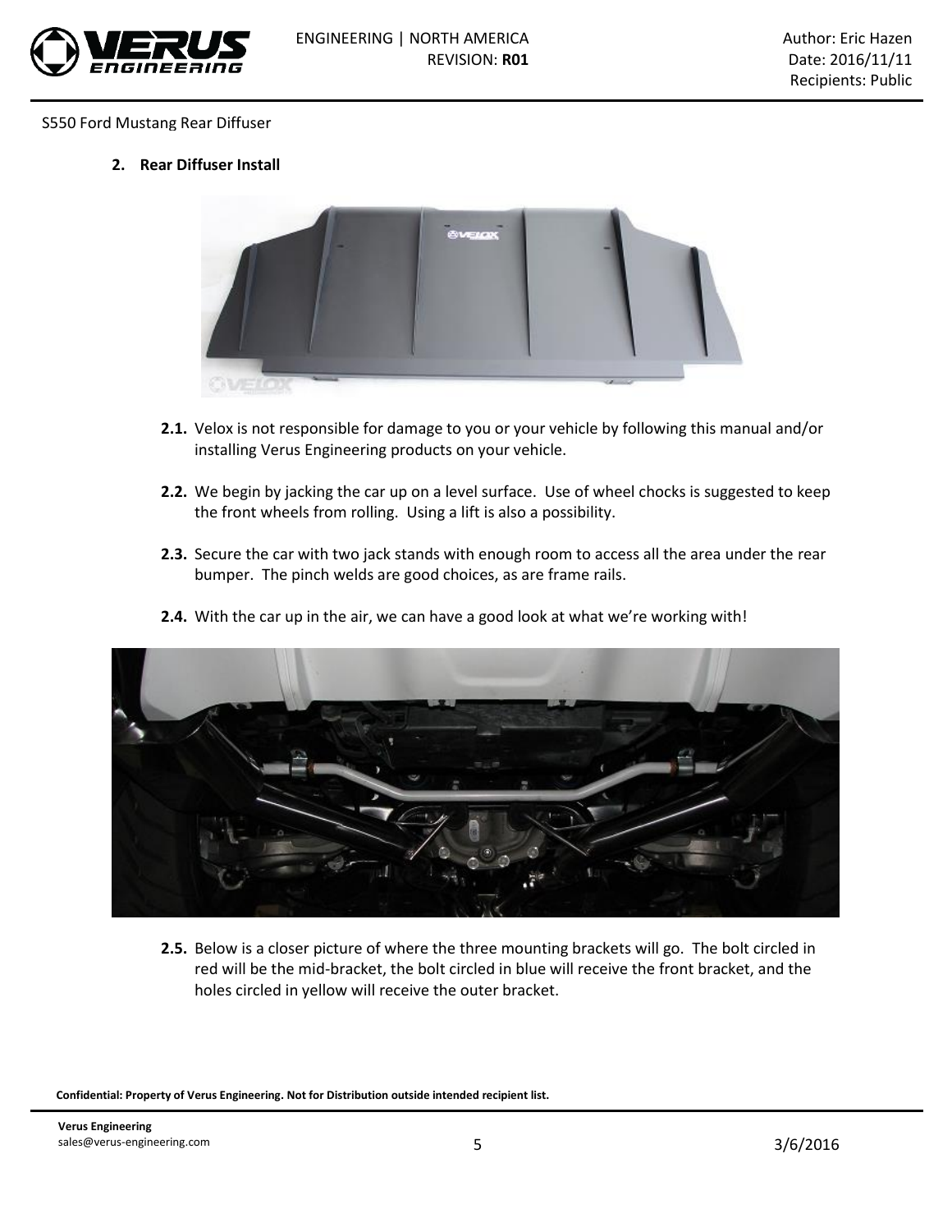S550 Ford Mustang Rear Diffuser

## 2. Rear Diffuser Install

**2.1.** Velox is not responsible for damage to you or your vehicle by following this manual and/or installing Verus Engineering products on your vehicle.

**2.2.** We begin by jacking the car up on a level surface. Use of wheel chocks is suggested to keep the front wheels from rolling. Using a lift is also a possibility.

**2.3.** Secure the car with two jack stands with enough room to access all the area under the rear bumper. The pinch welds are good choices, as are frame rails.

**2.4.** With the car up in the air, we can have a good look at what we're working with!

**2.5.** Below is a closer picture of where the three mounting brackets will go. The bolt circled in red will be the mid-bracket, the bolt circled in blue will receive the front bracket, and the holes circled in yellow will receive the outer bracket.

Confidential: Property of Verus Engineering. Not for Distribution outside intended recipient list.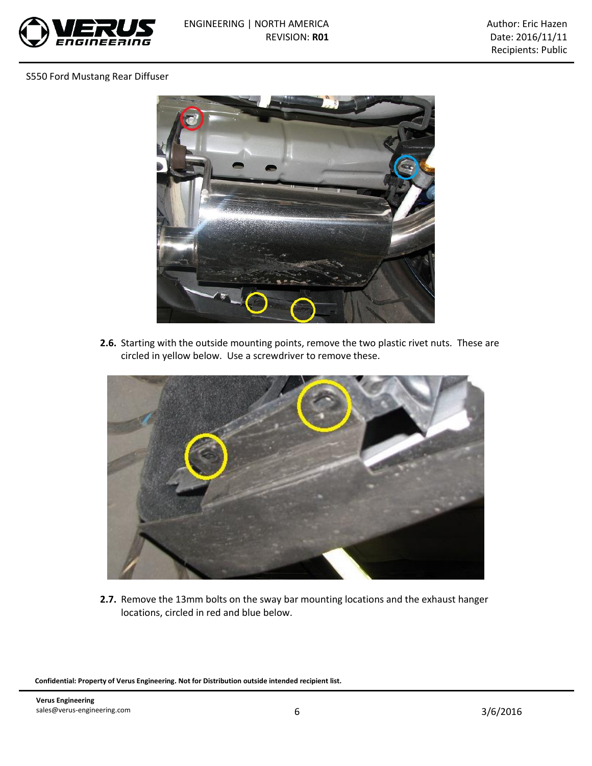S550 Ford Mustang Rear Diffuser

**2.6.** Starting with the outside mounting points, remove the two plastic rivet nuts. These are circled in yellow below. Use a screwdriver to remove these.

**2.7.** Remove the 13mm bolts on the sway bar mounting locations and the exhaust hanger locations, circled in red and blue below.

**Confidential: Property of Verus Engineering. Not for Distribution outside intended recipient list.**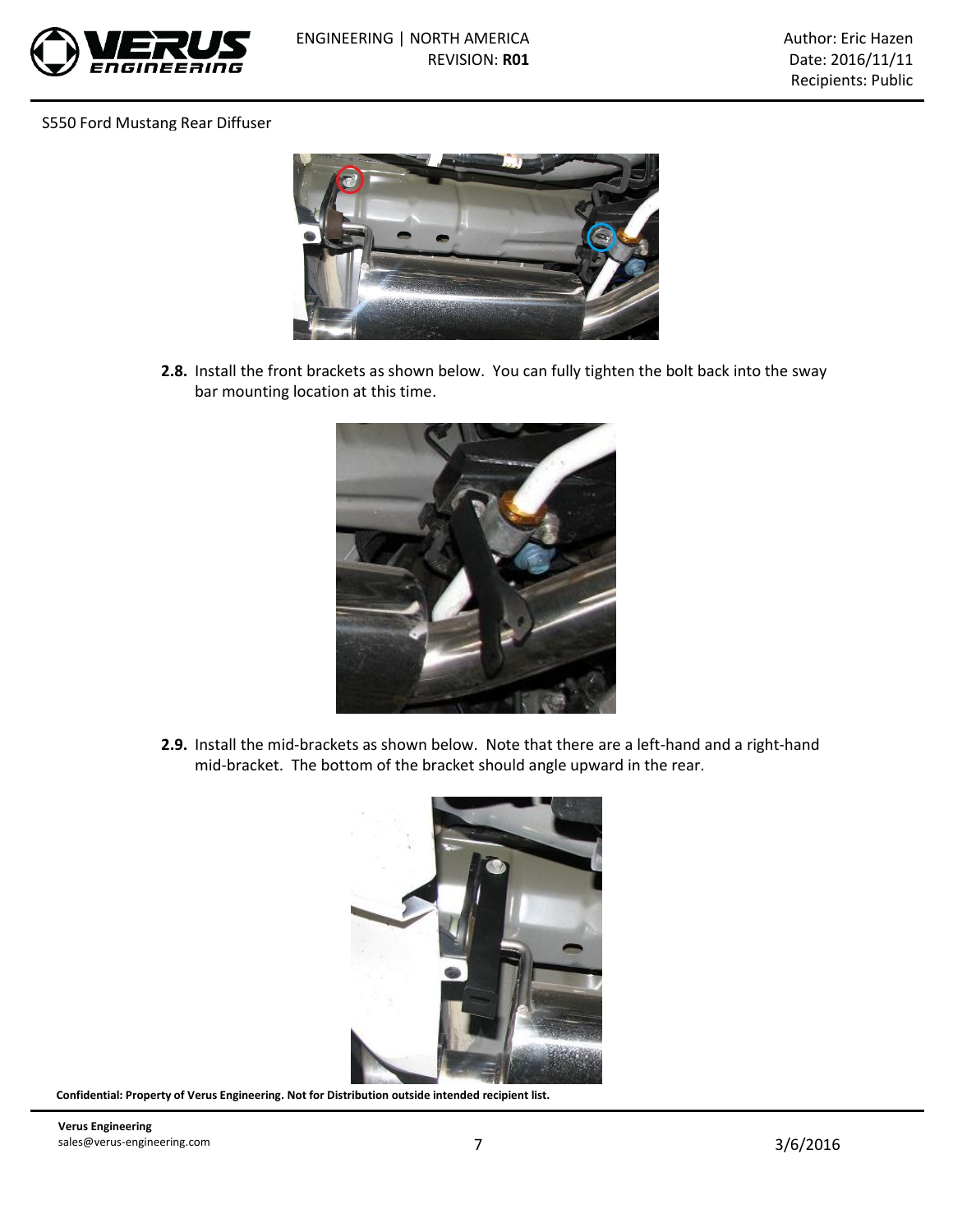S550 Ford Mustang Rear Diffuser

**2.8.** Install the front brackets as shown below. You can fully tighten the bolt back into the sway bar mounting location at this time.

**2.9.** Install the mid-brackets as shown below. Note that there are a left-hand and a right-hand mid-bracket. The bottom of the bracket should angle upward in the rear.

**Confidential: Property of Verus Engineering. Not for Distribution outside intended recipient list.**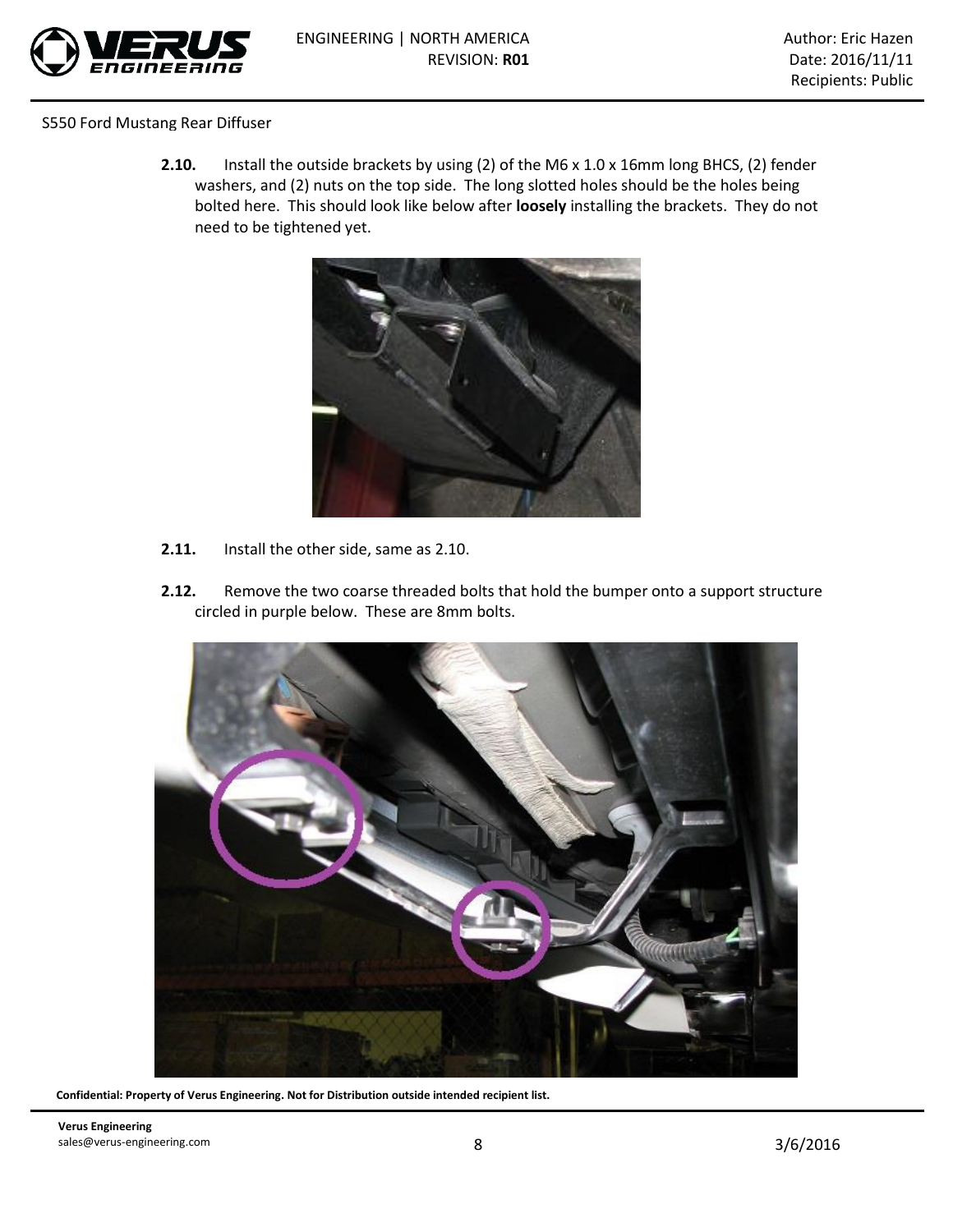S550 Ford Mustang Rear Diffuser

**2.10.** Install the outside brackets by using (2) of the M6 x 1.0 x 16mm long BHCS, (2) fender washers, and (2) nuts on the top side. The long slotted holes should be the holes being bolted here. This should look like below after **loosely** installing the brackets. They do not need to be tightened yet.

**2.11.** Install the other side, same as 2.10.

**2.12.** Remove the two coarse threaded bolts that hold the bumper onto a support structure circled in purple below. These are 8mm bolts.

**Confidential: Property of Verus Engineering. Not for Distribution outside intended recipient list.**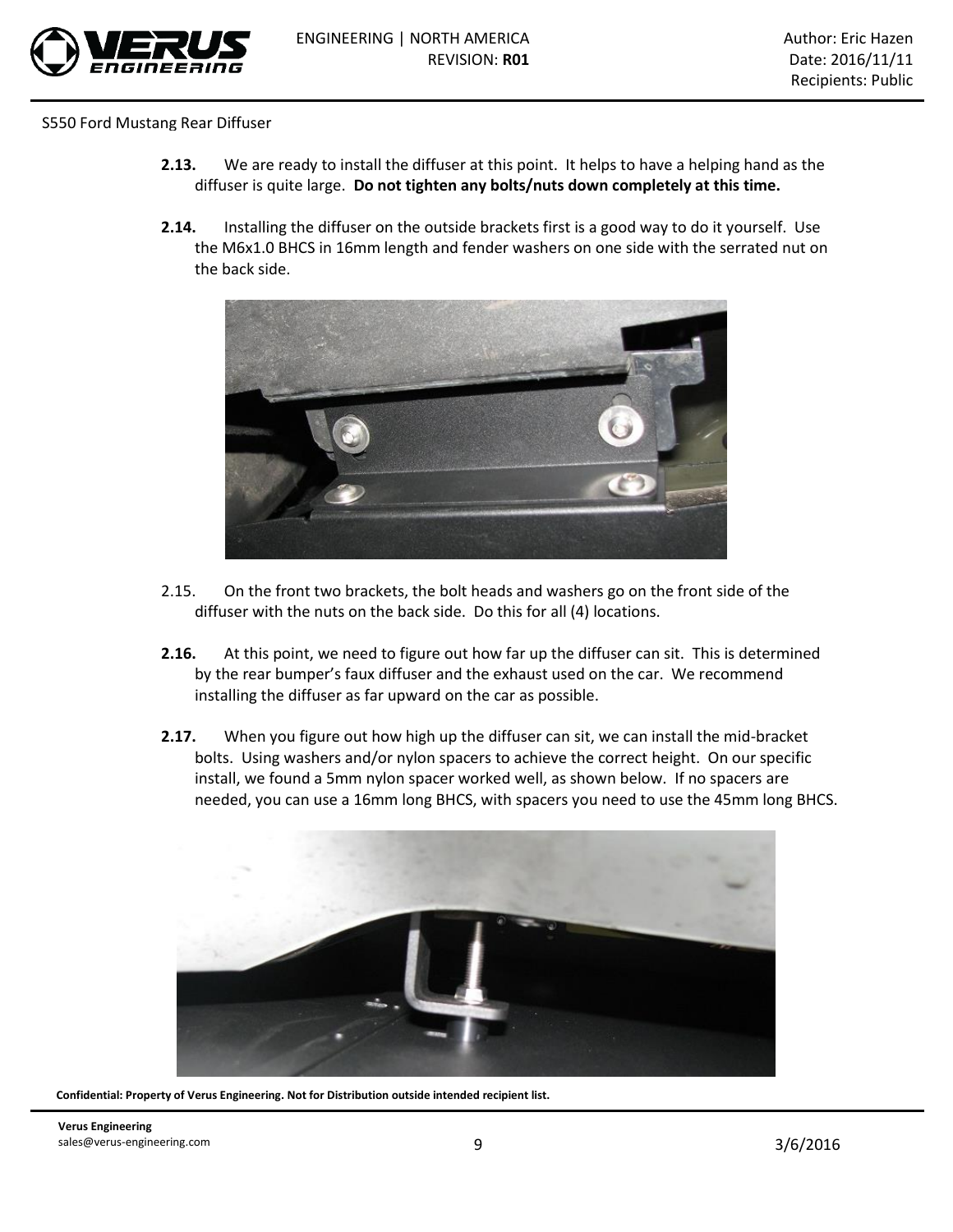S550 Ford Mustang Rear Diffuser

**2.13.** We are ready to install the diffuser at this point. It helps to have a helping hand as the diffuser is quite large. **Do not tighten any bolts/nuts down completely at this time.**

**2.14.** Installing the diffuser on the outside brackets first is a good way to do it yourself. Use the M6x1.0 BHCS in 16mm length and fender washers on one side with the serrated nut on the back side.

2.15. On the front two brackets, the bolt heads and washers go on the front side of the diffuser with the nuts on the back side. Do this for all (4) locations.

**2.16.** At this point, we need to figure out how far up the diffuser can sit. This is determined by the rear bumper's faux diffuser and the exhaust used on the car. We recommend installing the diffuser as far upward on the car as possible.

**2.17.** When you figure out how high up the diffuser can sit, we can install the mid-bracket bolts. Using washers and/or nylon spacers to achieve the correct height. On our specific install, we found a 5mm nylon spacer worked well, as shown below. If no spacers are needed, you can use a 16mm long BHCS, with spacers you need to use the 45mm long BHCS.

**Confidential: Property of Verus Engineering. Not for Distribution outside intended recipient list.**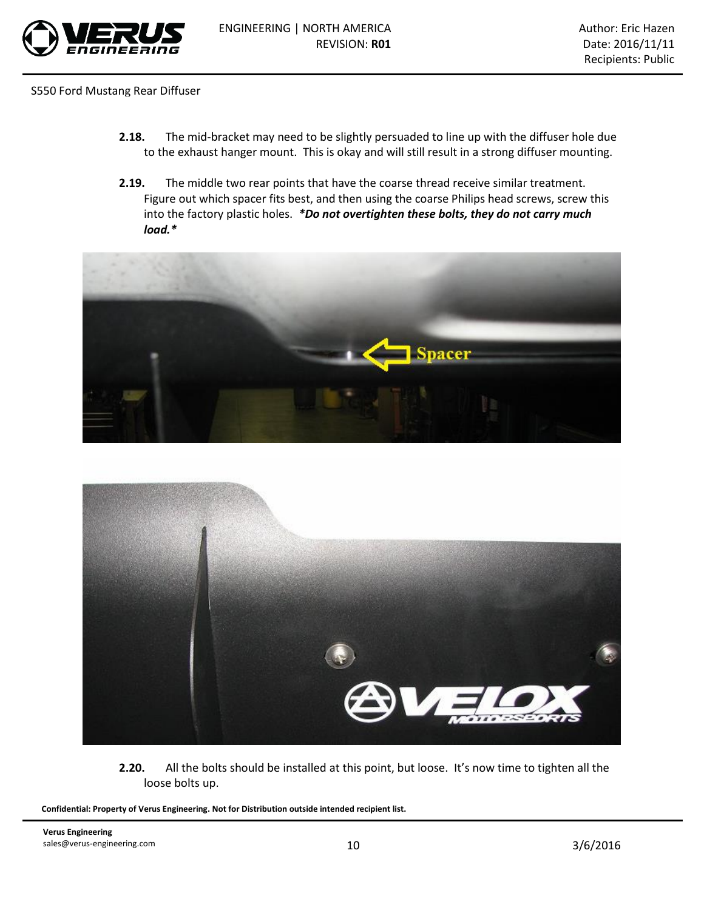**2.18.** The mid-bracket may need to be slightly persuaded to line up with the diffuser hole due to the exhaust hanger mount. This is okay and will still result in a strong diffuser mounting.

**2.19.** The middle two rear points that have the coarse thread receive similar treatment. Figure out which spacer fits best, and then using the coarse Philips head screws, screw this into the factory plastic holes. ***Do not overtighten these bolts, they do not carry much load.***

**2.20.** All the bolts should be installed at this point, but loose. It's now time to tighten all the loose bolts up.

**Confidential: Property of Verus Engineering. Not for Distribution outside intended recipient list.**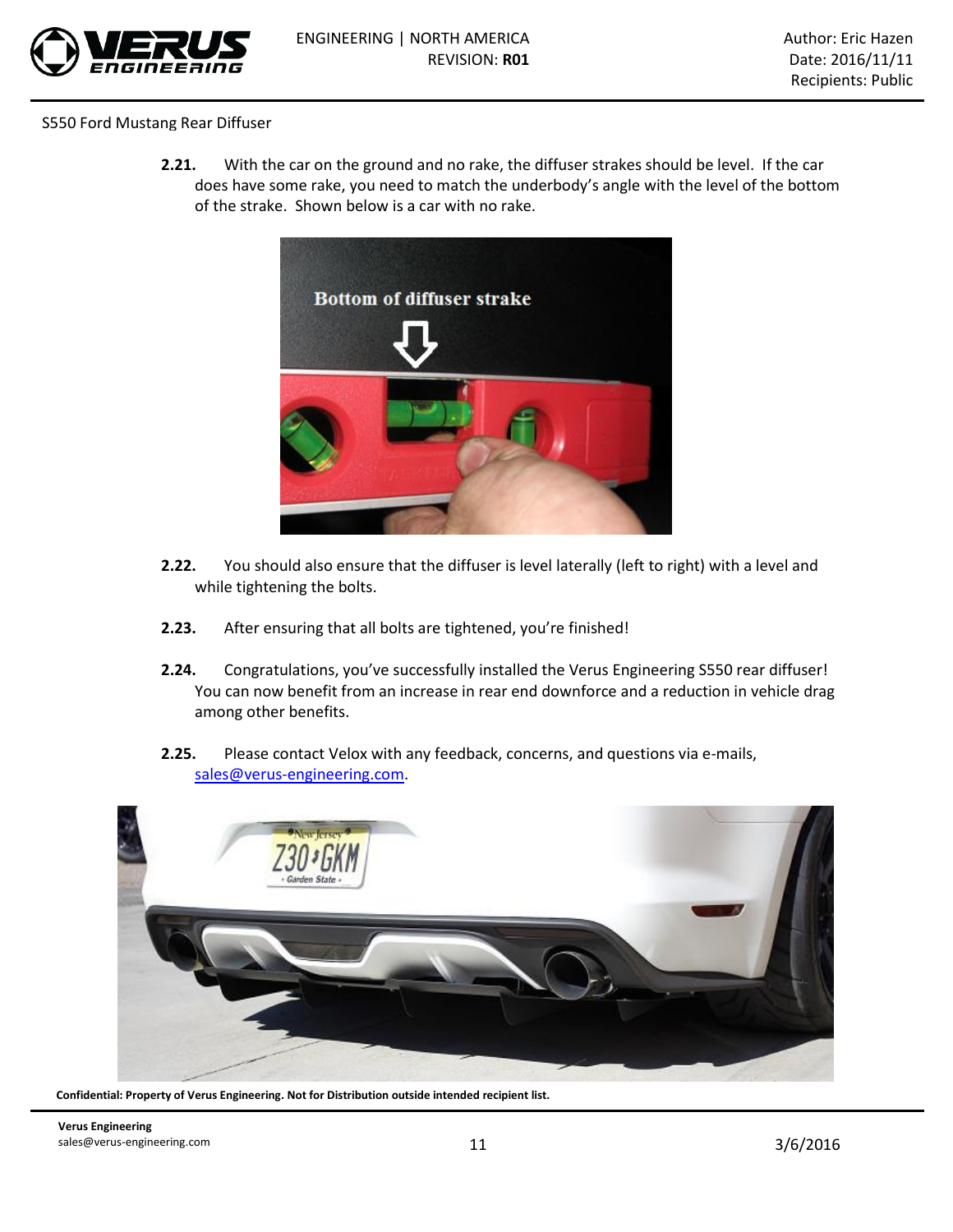S550 Ford Mustang Rear Diffuser

**2.21.** With the car on the ground and no rake, the diffuser strakes should be level. If the car does have some rake, you need to match the underbody's angle with the level of the bottom of the strake. Shown below is a car with no rake.

**2.22.** You should also ensure that the diffuser is level laterally (left to right) with a level and while tightening the bolts.

**2.23.** After ensuring that all bolts are tightened, you're finished!

**2.24.** Congratulations, you've successfully installed the Verus Engineering S550 rear diffuser! You can now benefit from an increase in rear end downforce and a reduction in vehicle drag among other benefits.

**2.25.** Please contact Velox with any feedback, concerns, and questions via e-mails, sales@verus-engineering.com.

**Confidential: Property of Verus Engineering. Not for Distribution outside intended recipient list.**